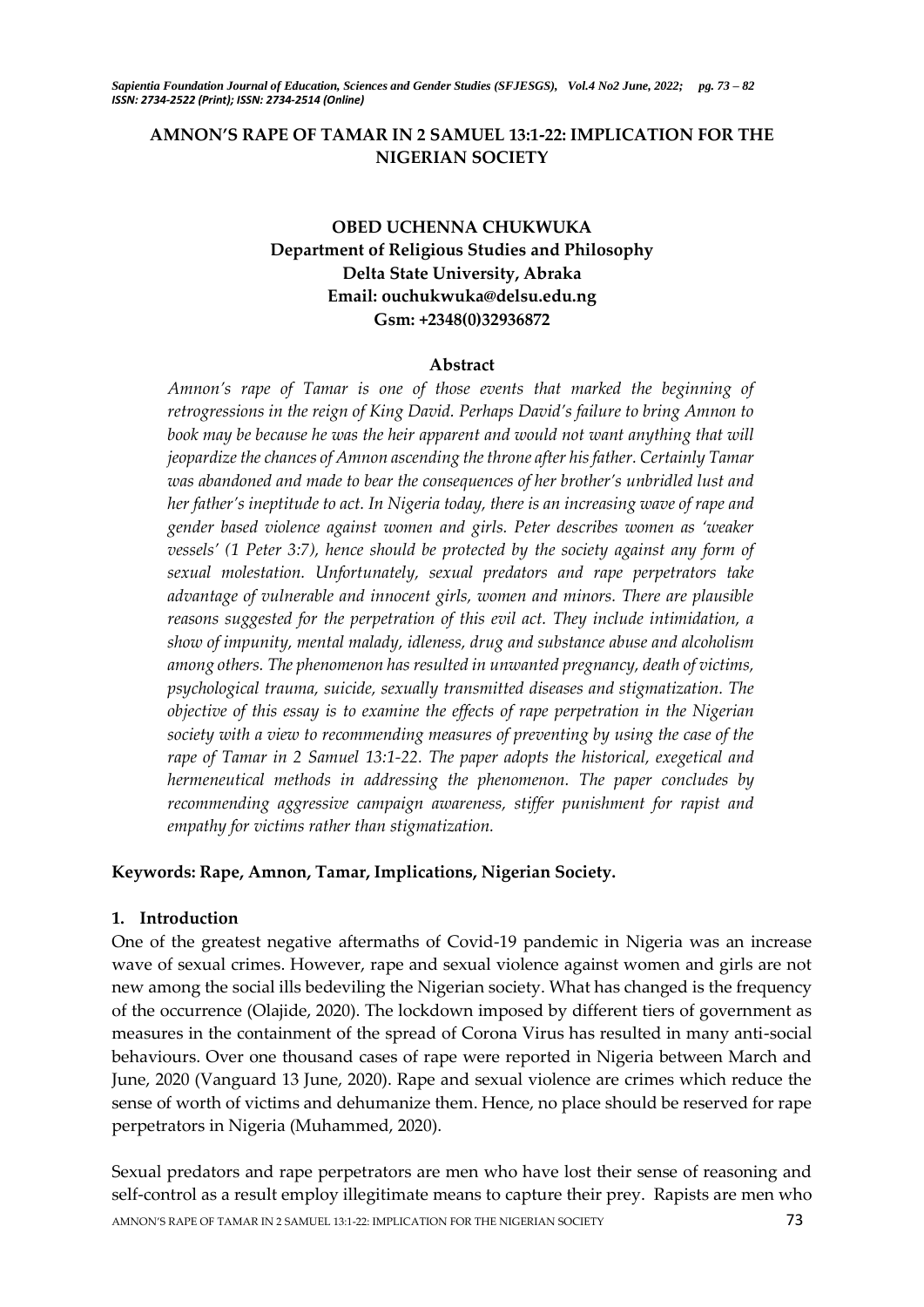# AMNON'S RAPE OF TAMAR IN 2 SAMUEL 13:1-22: IMPLICATION FOR THE NIGERIAN SOCIETY

**OBED UCHENNA CHUKWUKA**
**Department of Religious Studies and Philosophy**
**Delta State University, Abraka**
**Email: ouchukwuka@delsu.edu.ng**
**Gsm: +2348(0)32936872**

## Abstract

*Amnon's rape of Tamar is one of those events that marked the beginning of retrogressions in the reign of King David. Perhaps David's failure to bring Amnon to book may be because he was the heir apparent and would not want anything that will jeopardize the chances of Amnon ascending the throne after his father. Certainly Tamar was abandoned and made to bear the consequences of her brother's unbridled lust and her father's ineptitude to act. In Nigeria today, there is an increasing wave of rape and gender based violence against women and girls. Peter describes women as 'weaker vessels' (1 Peter 3:7), hence should be protected by the society against any form of sexual molestation. Unfortunately, sexual predators and rape perpetrators take advantage of vulnerable and innocent girls, women and minors. There are plausible reasons suggested for the perpetration of this evil act. They include intimidation, a show of impunity, mental malady, idleness, drug and substance abuse and alcoholism among others. The phenomenon has resulted in unwanted pregnancy, death of victims, psychological trauma, suicide, sexually transmitted diseases and stigmatization. The objective of this essay is to examine the effects of rape perpetration in the Nigerian society with a view to recommending measures of preventing by using the case of the rape of Tamar in 2 Samuel 13:1-22. The paper adopts the historical, exegetical and hermeneutical methods in addressing the phenomenon. The paper concludes by recommending aggressive campaign awareness, stiffer punishment for rapist and empathy for victims rather than stigmatization.*

**Keywords: Rape, Amnon, Tamar, Implications, Nigerian Society.**

## 1. Introduction

One of the greatest negative aftermaths of Covid-19 pandemic in Nigeria was an increase wave of sexual crimes. However, rape and sexual violence against women and girls are not new among the social ills bedeviling the Nigerian society. What has changed is the frequency of the occurrence (Olajide, 2020). The lockdown imposed by different tiers of government as measures in the containment of the spread of Corona Virus has resulted in many anti-social behaviours. Over one thousand cases of rape were reported in Nigeria between March and June, 2020 (Vanguard 13 June, 2020). Rape and sexual violence are crimes which reduce the sense of worth of victims and dehumanize them. Hence, no place should be reserved for rape perpetrators in Nigeria (Muhammed, 2020).

Sexual predators and rape perpetrators are men who have lost their sense of reasoning and self-control as a result employ illegitimate means to capture their prey. Rapists are men who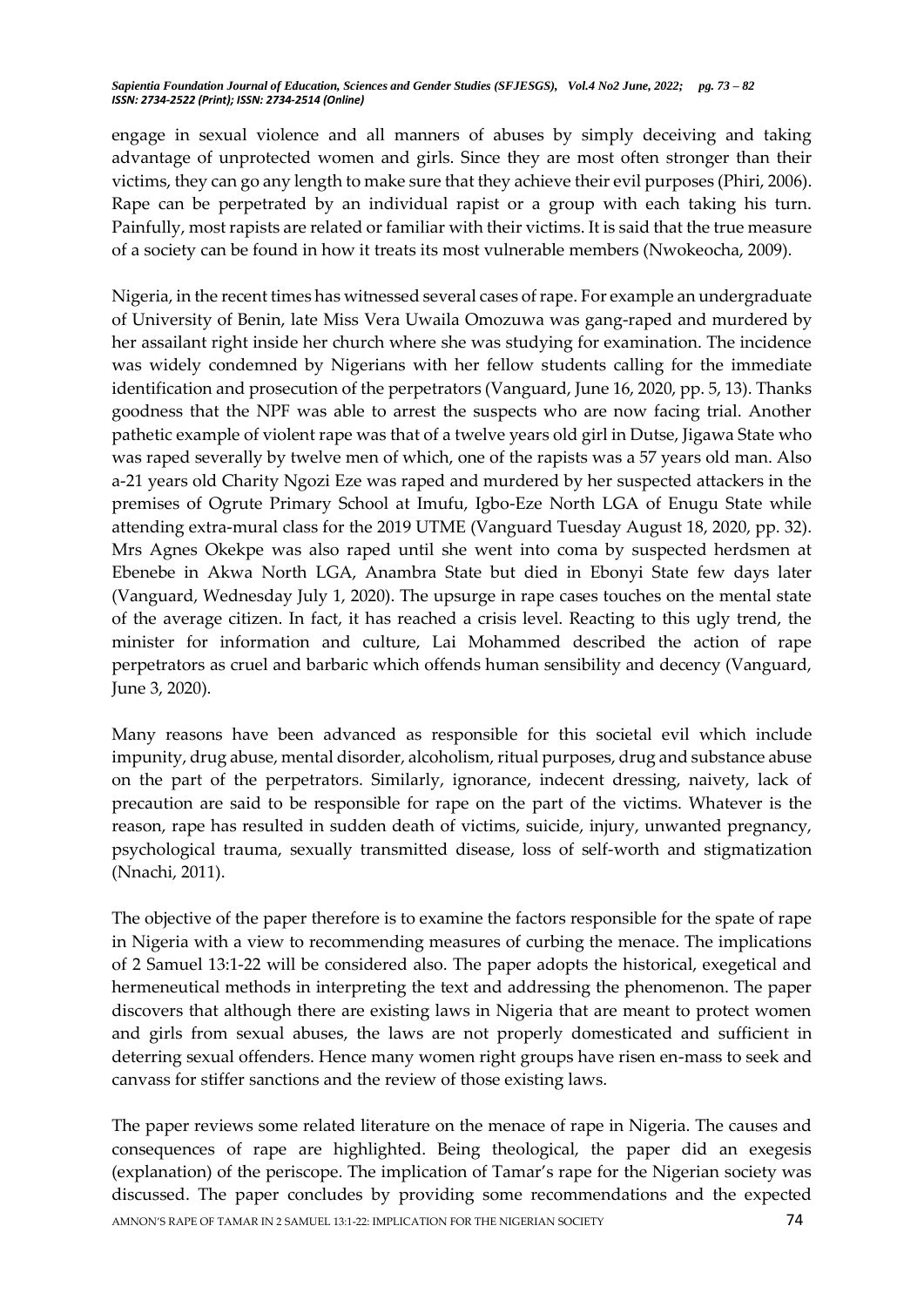engage in sexual violence and all manners of abuses by simply deceiving and taking advantage of unprotected women and girls. Since they are most often stronger than their victims, they can go any length to make sure that they achieve their evil purposes (Phiri, 2006). Rape can be perpetrated by an individual rapist or a group with each taking his turn. Painfully, most rapists are related or familiar with their victims. It is said that the true measure of a society can be found in how it treats its most vulnerable members (Nwokeocha, 2009).

Nigeria, in the recent times has witnessed several cases of rape. For example an undergraduate of University of Benin, late Miss Vera Uwaila Omozuwa was gang-raped and murdered by her assailant right inside her church where she was studying for examination. The incidence was widely condemned by Nigerians with her fellow students calling for the immediate identification and prosecution of the perpetrators (Vanguard, June 16, 2020, pp. 5, 13). Thanks goodness that the NPF was able to arrest the suspects who are now facing trial. Another pathetic example of violent rape was that of a twelve years old girl in Dutse, Jigawa State who was raped severally by twelve men of which, one of the rapists was a 57 years old man. Also a-21 years old Charity Ngozi Eze was raped and murdered by her suspected attackers in the premises of Ogrute Primary School at Imufu, Igbo-Eze North LGA of Enugu State while attending extra-mural class for the 2019 UTME (Vanguard Tuesday August 18, 2020, pp. 32). Mrs Agnes Okekpe was also raped until she went into coma by suspected herdsmen at Ebenebe in Akwa North LGA, Anambra State but died in Ebonyi State few days later (Vanguard, Wednesday July 1, 2020). The upsurge in rape cases touches on the mental state of the average citizen. In fact, it has reached a crisis level. Reacting to this ugly trend, the minister for information and culture, Lai Mohammed described the action of rape perpetrators as cruel and barbaric which offends human sensibility and decency (Vanguard, June 3, 2020).

Many reasons have been advanced as responsible for this societal evil which include impunity, drug abuse, mental disorder, alcoholism, ritual purposes, drug and substance abuse on the part of the perpetrators. Similarly, ignorance, indecent dressing, naivety, lack of precaution are said to be responsible for rape on the part of the victims. Whatever is the reason, rape has resulted in sudden death of victims, suicide, injury, unwanted pregnancy, psychological trauma, sexually transmitted disease, loss of self-worth and stigmatization (Nnachi, 2011).

The objective of the paper therefore is to examine the factors responsible for the spate of rape in Nigeria with a view to recommending measures of curbing the menace. The implications of 2 Samuel 13:1-22 will be considered also. The paper adopts the historical, exegetical and hermeneutical methods in interpreting the text and addressing the phenomenon. The paper discovers that although there are existing laws in Nigeria that are meant to protect women and girls from sexual abuses, the laws are not properly domesticated and sufficient in deterring sexual offenders. Hence many women right groups have risen en-mass to seek and canvass for stiffer sanctions and the review of those existing laws.

The paper reviews some related literature on the menace of rape in Nigeria. The causes and consequences of rape are highlighted. Being theological, the paper did an exegesis (explanation) of the periscope. The implication of Tamar's rape for the Nigerian society was discussed. The paper concludes by providing some recommendations and the expected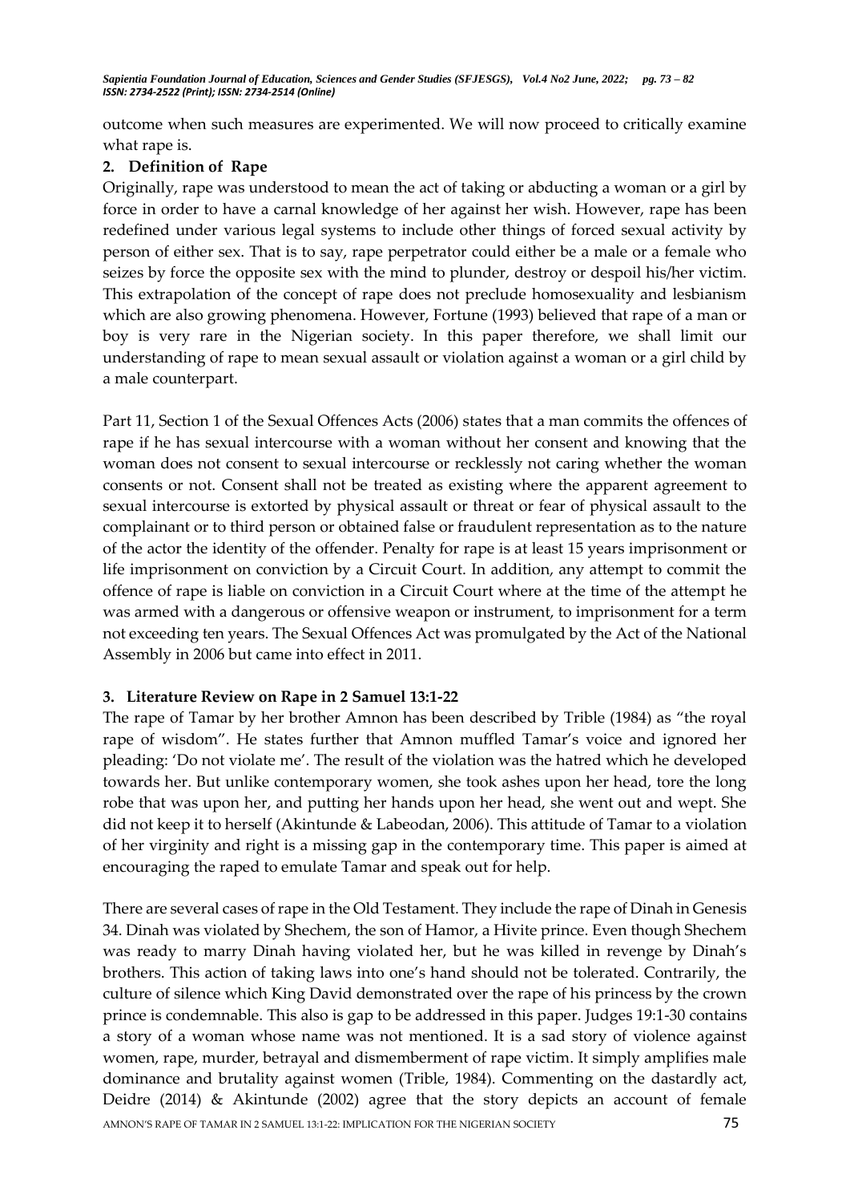outcome when such measures are experimented. We will now proceed to critically examine what rape is.

## 2. Definition of Rape

Originally, rape was understood to mean the act of taking or abducting a woman or a girl by force in order to have a carnal knowledge of her against her wish. However, rape has been redefined under various legal systems to include other things of forced sexual activity by person of either sex. That is to say, rape perpetrator could either be a male or a female who seizes by force the opposite sex with the mind to plunder, destroy or despoil his/her victim. This extrapolation of the concept of rape does not preclude homosexuality and lesbianism which are also growing phenomena. However, Fortune (1993) believed that rape of a man or boy is very rare in the Nigerian society. In this paper therefore, we shall limit our understanding of rape to mean sexual assault or violation against a woman or a girl child by a male counterpart.

Part 11, Section 1 of the Sexual Offences Acts (2006) states that a man commits the offences of rape if he has sexual intercourse with a woman without her consent and knowing that the woman does not consent to sexual intercourse or recklessly not caring whether the woman consents or not. Consent shall not be treated as existing where the apparent agreement to sexual intercourse is extorted by physical assault or threat or fear of physical assault to the complainant or to third person or obtained false or fraudulent representation as to the nature of the actor the identity of the offender. Penalty for rape is at least 15 years imprisonment or life imprisonment on conviction by a Circuit Court. In addition, any attempt to commit the offence of rape is liable on conviction in a Circuit Court where at the time of the attempt he was armed with a dangerous or offensive weapon or instrument, to imprisonment for a term not exceeding ten years. The Sexual Offences Act was promulgated by the Act of the National Assembly in 2006 but came into effect in 2011.

## 3. Literature Review on Rape in 2 Samuel 13:1-22

The rape of Tamar by her brother Amnon has been described by Trible (1984) as "the royal rape of wisdom". He states further that Amnon muffled Tamar's voice and ignored her pleading: 'Do not violate me'. The result of the violation was the hatred which he developed towards her. But unlike contemporary women, she took ashes upon her head, tore the long robe that was upon her, and putting her hands upon her head, she went out and wept. She did not keep it to herself (Akintunde & Labeodan, 2006). This attitude of Tamar to a violation of her virginity and right is a missing gap in the contemporary time. This paper is aimed at encouraging the raped to emulate Tamar and speak out for help.

There are several cases of rape in the Old Testament. They include the rape of Dinah in Genesis 34. Dinah was violated by Shechem, the son of Hamor, a Hivite prince. Even though Shechem was ready to marry Dinah having violated her, but he was killed in revenge by Dinah's brothers. This action of taking laws into one's hand should not be tolerated. Contrarily, the culture of silence which King David demonstrated over the rape of his princess by the crown prince is condemnable. This also is gap to be addressed in this paper. Judges 19:1-30 contains a story of a woman whose name was not mentioned. It is a sad story of violence against women, rape, murder, betrayal and dismemberment of rape victim. It simply amplifies male dominance and brutality against women (Trible, 1984). Commenting on the dastardly act, Deidre (2014) & Akintunde (2002) agree that the story depicts an account of female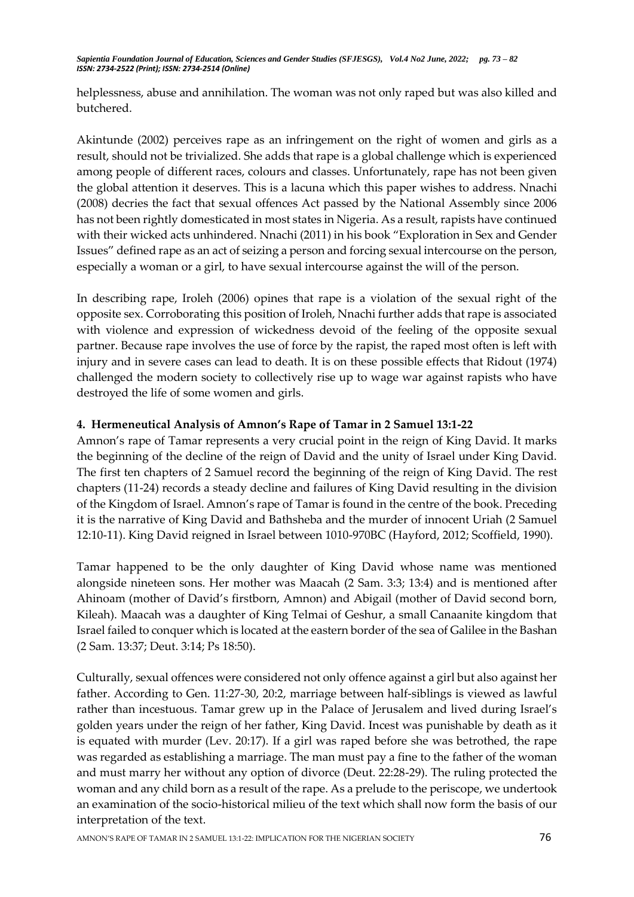helplessness, abuse and annihilation. The woman was not only raped but was also killed and butchered.

Akintunde (2002) perceives rape as an infringement on the right of women and girls as a result, should not be trivialized. She adds that rape is a global challenge which is experienced among people of different races, colours and classes. Unfortunately, rape has not been given the global attention it deserves. This is a lacuna which this paper wishes to address. Nnachi (2008) decries the fact that sexual offences Act passed by the National Assembly since 2006 has not been rightly domesticated in most states in Nigeria. As a result, rapists have continued with their wicked acts unhindered. Nnachi (2011) in his book "Exploration in Sex and Gender Issues" defined rape as an act of seizing a person and forcing sexual intercourse on the person, especially a woman or a girl, to have sexual intercourse against the will of the person.

In describing rape, Iroleh (2006) opines that rape is a violation of the sexual right of the opposite sex. Corroborating this position of Iroleh, Nnachi further adds that rape is associated with violence and expression of wickedness devoid of the feeling of the opposite sexual partner. Because rape involves the use of force by the rapist, the raped most often is left with injury and in severe cases can lead to death. It is on these possible effects that Ridout (1974) challenged the modern society to collectively rise up to wage war against rapists who have destroyed the life of some women and girls.

## 4. Hermeneutical Analysis of Amnon's Rape of Tamar in 2 Samuel 13:1-22

Amnon's rape of Tamar represents a very crucial point in the reign of King David. It marks the beginning of the decline of the reign of David and the unity of Israel under King David. The first ten chapters of 2 Samuel record the beginning of the reign of King David. The rest chapters (11-24) records a steady decline and failures of King David resulting in the division of the Kingdom of Israel. Amnon's rape of Tamar is found in the centre of the book. Preceding it is the narrative of King David and Bathsheba and the murder of innocent Uriah (2 Samuel 12:10-11). King David reigned in Israel between 1010-970BC (Hayford, 2012; Scoffield, 1990).

Tamar happened to be the only daughter of King David whose name was mentioned alongside nineteen sons. Her mother was Maacah (2 Sam. 3:3; 13:4) and is mentioned after Ahinoam (mother of David's firstborn, Amnon) and Abigail (mother of David second born, Kileah). Maacah was a daughter of King Telmai of Geshur, a small Canaanite kingdom that Israel failed to conquer which is located at the eastern border of the sea of Galilee in the Bashan (2 Sam. 13:37; Deut. 3:14; Ps 18:50).

Culturally, sexual offences were considered not only offence against a girl but also against her father. According to Gen. 11:27-30, 20:2, marriage between half-siblings is viewed as lawful rather than incestuous. Tamar grew up in the Palace of Jerusalem and lived during Israel's golden years under the reign of her father, King David. Incest was punishable by death as it is equated with murder (Lev. 20:17). If a girl was raped before she was betrothed, the rape was regarded as establishing a marriage. The man must pay a fine to the father of the woman and must marry her without any option of divorce (Deut. 22:28-29). The ruling protected the woman and any child born as a result of the rape. As a prelude to the periscope, we undertook an examination of the socio-historical milieu of the text which shall now form the basis of our interpretation of the text.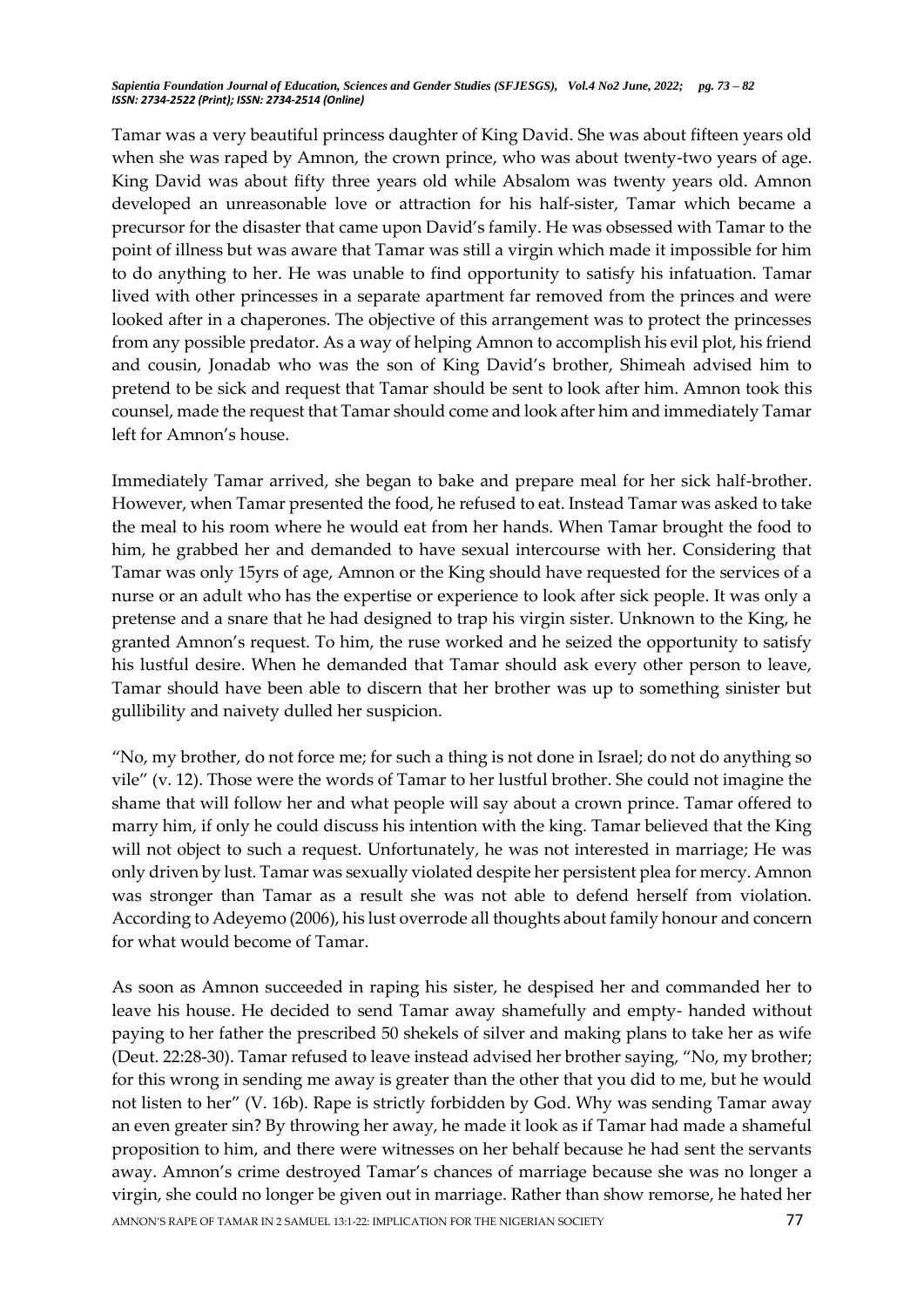Tamar was a very beautiful princess daughter of King David. She was about fifteen years old when she was raped by Amnon, the crown prince, who was about twenty-two years of age. King David was about fifty three years old while Absalom was twenty years old. Amnon developed an unreasonable love or attraction for his half-sister, Tamar which became a precursor for the disaster that came upon David's family. He was obsessed with Tamar to the point of illness but was aware that Tamar was still a virgin which made it impossible for him to do anything to her. He was unable to find opportunity to satisfy his infatuation. Tamar lived with other princesses in a separate apartment far removed from the princes and were looked after in a chaperones. The objective of this arrangement was to protect the princesses from any possible predator. As a way of helping Amnon to accomplish his evil plot, his friend and cousin, Jonadab who was the son of King David's brother, Shimeah advised him to pretend to be sick and request that Tamar should be sent to look after him. Amnon took this counsel, made the request that Tamar should come and look after him and immediately Tamar left for Amnon's house.

Immediately Tamar arrived, she began to bake and prepare meal for her sick half-brother. However, when Tamar presented the food, he refused to eat. Instead Tamar was asked to take the meal to his room where he would eat from her hands. When Tamar brought the food to him, he grabbed her and demanded to have sexual intercourse with her. Considering that Tamar was only 15yrs of age, Amnon or the King should have requested for the services of a nurse or an adult who has the expertise or experience to look after sick people. It was only a pretense and a snare that he had designed to trap his virgin sister. Unknown to the King, he granted Amnon's request. To him, the ruse worked and he seized the opportunity to satisfy his lustful desire. When he demanded that Tamar should ask every other person to leave, Tamar should have been able to discern that her brother was up to something sinister but gullibility and naivety dulled her suspicion.

"No, my brother, do not force me; for such a thing is not done in Israel; do not do anything so vile" (v. 12). Those were the words of Tamar to her lustful brother. She could not imagine the shame that will follow her and what people will say about a crown prince. Tamar offered to marry him, if only he could discuss his intention with the king. Tamar believed that the King will not object to such a request. Unfortunately, he was not interested in marriage; He was only driven by lust. Tamar was sexually violated despite her persistent plea for mercy. Amnon was stronger than Tamar as a result she was not able to defend herself from violation. According to Adeyemo (2006), his lust overrode all thoughts about family honour and concern for what would become of Tamar.

As soon as Amnon succeeded in raping his sister, he despised her and commanded her to leave his house. He decided to send Tamar away shamefully and empty- handed without paying to her father the prescribed 50 shekels of silver and making plans to take her as wife (Deut. 22:28-30). Tamar refused to leave instead advised her brother saying, "No, my brother; for this wrong in sending me away is greater than the other that you did to me, but he would not listen to her" (V. 16b). Rape is strictly forbidden by God. Why was sending Tamar away an even greater sin? By throwing her away, he made it look as if Tamar had made a shameful proposition to him, and there were witnesses on her behalf because he had sent the servants away. Amnon's crime destroyed Tamar's chances of marriage because she was no longer a virgin, she could no longer be given out in marriage. Rather than show remorse, he hated her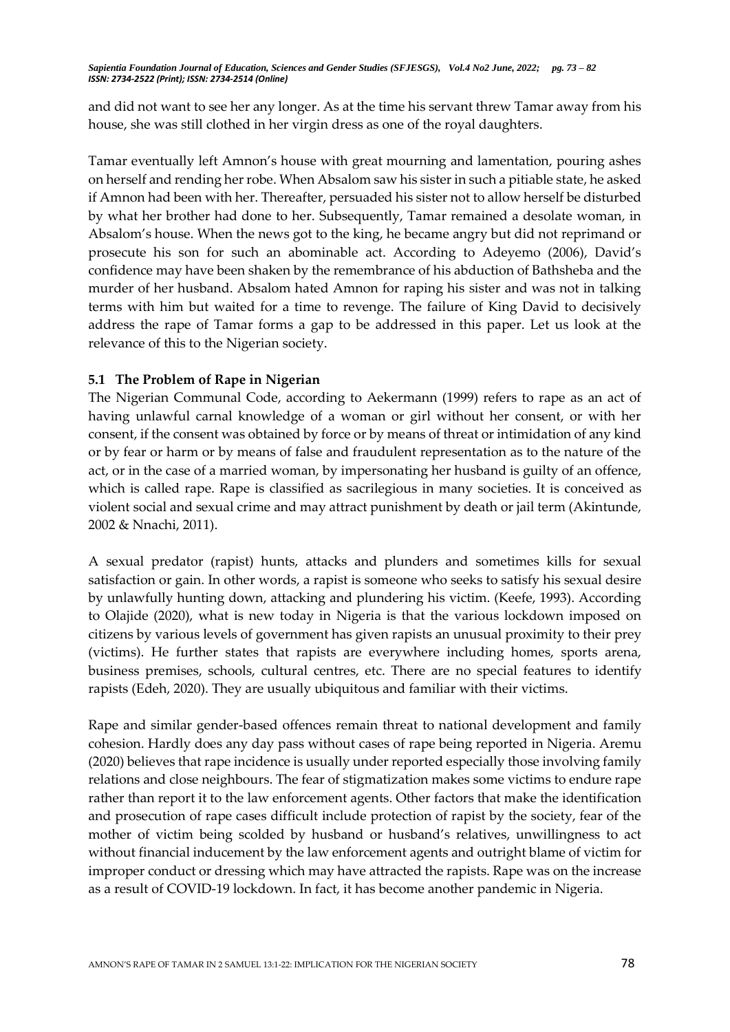and did not want to see her any longer. As at the time his servant threw Tamar away from his house, she was still clothed in her virgin dress as one of the royal daughters.

Tamar eventually left Amnon's house with great mourning and lamentation, pouring ashes on herself and rending her robe. When Absalom saw his sister in such a pitiable state, he asked if Amnon had been with her. Thereafter, persuaded his sister not to allow herself be disturbed by what her brother had done to her. Subsequently, Tamar remained a desolate woman, in Absalom's house. When the news got to the king, he became angry but did not reprimand or prosecute his son for such an abominable act. According to Adeyemo (2006), David's confidence may have been shaken by the remembrance of his abduction of Bathsheba and the murder of her husband. Absalom hated Amnon for raping his sister and was not in talking terms with him but waited for a time to revenge. The failure of King David to decisively address the rape of Tamar forms a gap to be addressed in this paper. Let us look at the relevance of this to the Nigerian society.

### 5.1 The Problem of Rape in Nigerian

The Nigerian Communal Code, according to Aekermann (1999) refers to rape as an act of having unlawful carnal knowledge of a woman or girl without her consent, or with her consent, if the consent was obtained by force or by means of threat or intimidation of any kind or by fear or harm or by means of false and fraudulent representation as to the nature of the act, or in the case of a married woman, by impersonating her husband is guilty of an offence, which is called rape. Rape is classified as sacrilegious in many societies. It is conceived as violent social and sexual crime and may attract punishment by death or jail term (Akintunde, 2002 & Nnachi, 2011).

A sexual predator (rapist) hunts, attacks and plunders and sometimes kills for sexual satisfaction or gain. In other words, a rapist is someone who seeks to satisfy his sexual desire by unlawfully hunting down, attacking and plundering his victim. (Keefe, 1993). According to Olajide (2020), what is new today in Nigeria is that the various lockdown imposed on citizens by various levels of government has given rapists an unusual proximity to their prey (victims). He further states that rapists are everywhere including homes, sports arena, business premises, schools, cultural centres, etc. There are no special features to identify rapists (Edeh, 2020). They are usually ubiquitous and familiar with their victims.

Rape and similar gender-based offences remain threat to national development and family cohesion. Hardly does any day pass without cases of rape being reported in Nigeria. Aremu (2020) believes that rape incidence is usually under reported especially those involving family relations and close neighbours. The fear of stigmatization makes some victims to endure rape rather than report it to the law enforcement agents. Other factors that make the identification and prosecution of rape cases difficult include protection of rapist by the society, fear of the mother of victim being scolded by husband or husband's relatives, unwillingness to act without financial inducement by the law enforcement agents and outright blame of victim for improper conduct or dressing which may have attracted the rapists. Rape was on the increase as a result of COVID-19 lockdown. In fact, it has become another pandemic in Nigeria.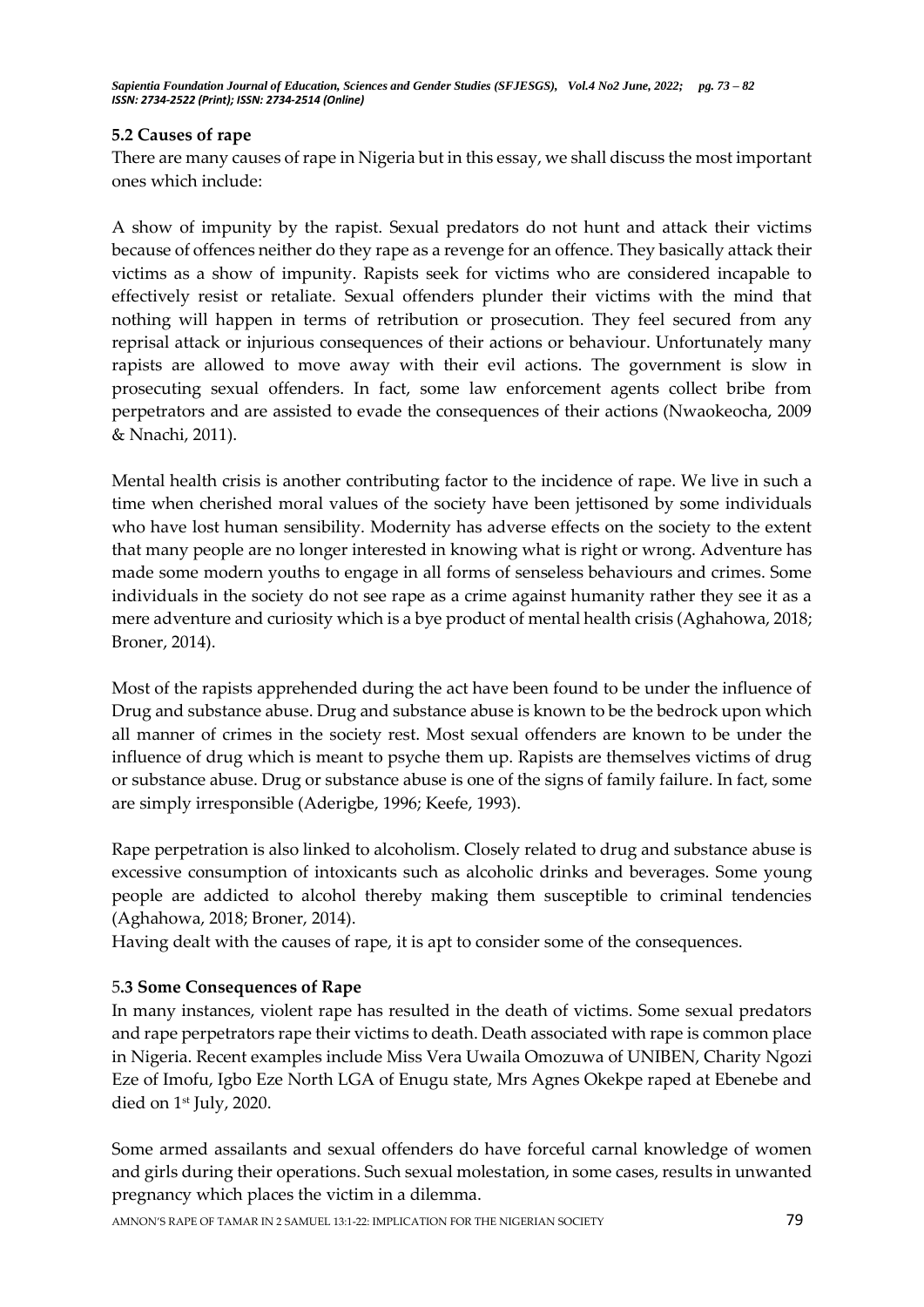### 5.2 Causes of rape

There are many causes of rape in Nigeria but in this essay, we shall discuss the most important ones which include:

A show of impunity by the rapist. Sexual predators do not hunt and attack their victims because of offences neither do they rape as a revenge for an offence. They basically attack their victims as a show of impunity. Rapists seek for victims who are considered incapable to effectively resist or retaliate. Sexual offenders plunder their victims with the mind that nothing will happen in terms of retribution or prosecution. They feel secured from any reprisal attack or injurious consequences of their actions or behaviour. Unfortunately many rapists are allowed to move away with their evil actions. The government is slow in prosecuting sexual offenders. In fact, some law enforcement agents collect bribe from perpetrators and are assisted to evade the consequences of their actions (Nwaokeocha, 2009 & Nnachi, 2011).

Mental health crisis is another contributing factor to the incidence of rape. We live in such a time when cherished moral values of the society have been jettisoned by some individuals who have lost human sensibility. Modernity has adverse effects on the society to the extent that many people are no longer interested in knowing what is right or wrong. Adventure has made some modern youths to engage in all forms of senseless behaviours and crimes. Some individuals in the society do not see rape as a crime against humanity rather they see it as a mere adventure and curiosity which is a bye product of mental health crisis (Aghahowa, 2018; Broner, 2014).

Most of the rapists apprehended during the act have been found to be under the influence of Drug and substance abuse. Drug and substance abuse is known to be the bedrock upon which all manner of crimes in the society rest. Most sexual offenders are known to be under the influence of drug which is meant to psyche them up. Rapists are themselves victims of drug or substance abuse. Drug or substance abuse is one of the signs of family failure. In fact, some are simply irresponsible (Aderigbe, 1996; Keefe, 1993).

Rape perpetration is also linked to alcoholism. Closely related to drug and substance abuse is excessive consumption of intoxicants such as alcoholic drinks and beverages. Some young people are addicted to alcohol thereby making them susceptible to criminal tendencies (Aghahowa, 2018; Broner, 2014).

Having dealt with the causes of rape, it is apt to consider some of the consequences.

### 5.3 Some Consequences of Rape

In many instances, violent rape has resulted in the death of victims. Some sexual predators and rape perpetrators rape their victims to death. Death associated with rape is common place in Nigeria. Recent examples include Miss Vera Uwaila Omozuwa of UNIBEN, Charity Ngozi Eze of Imofu, Igbo Eze North LGA of Enugu state, Mrs Agnes Okekpe raped at Ebenebe and died on 1st July, 2020.

Some armed assailants and sexual offenders do have forceful carnal knowledge of women and girls during their operations. Such sexual molestation, in some cases, results in unwanted pregnancy which places the victim in a dilemma.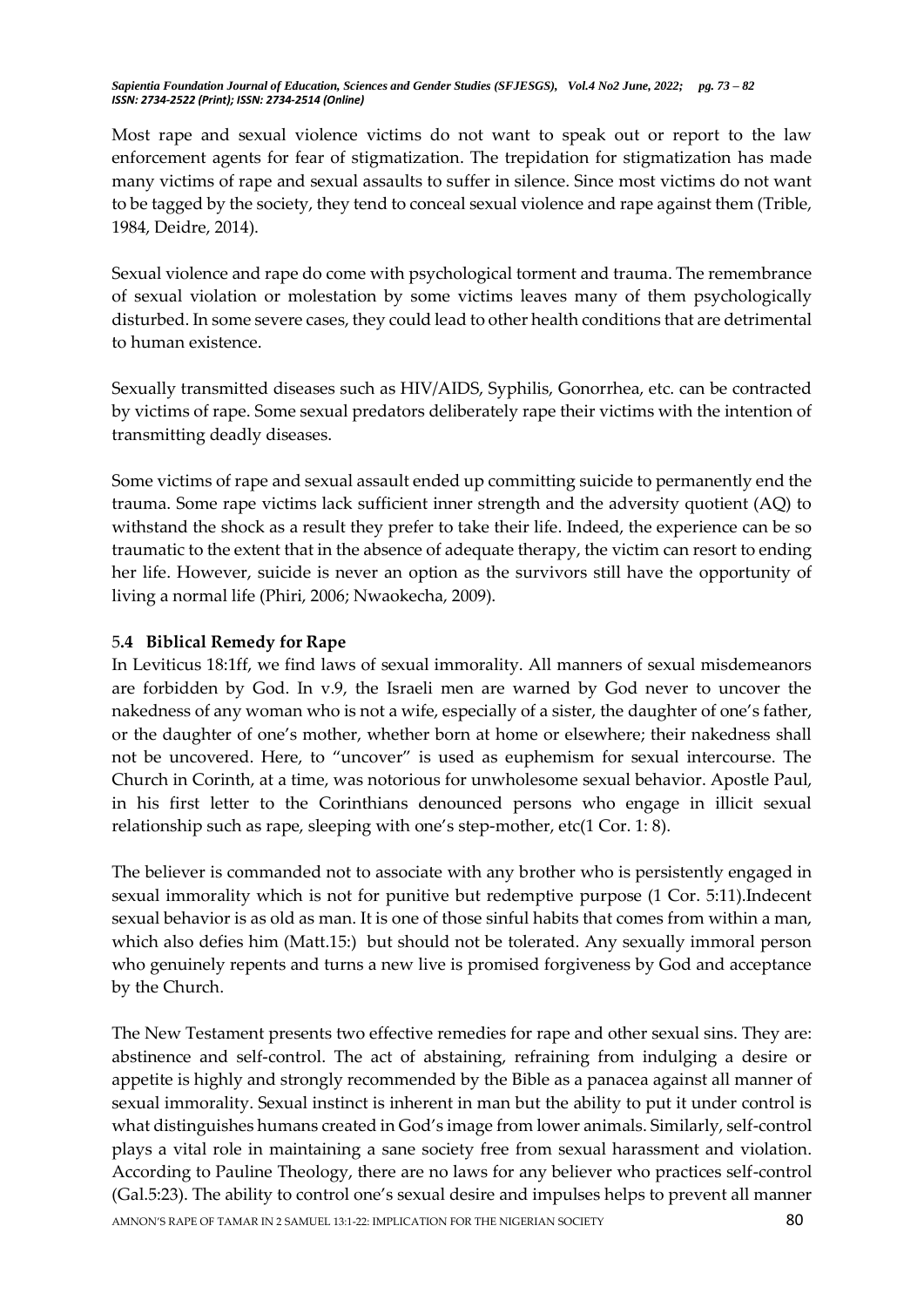Most rape and sexual violence victims do not want to speak out or report to the law enforcement agents for fear of stigmatization. The trepidation for stigmatization has made many victims of rape and sexual assaults to suffer in silence. Since most victims do not want to be tagged by the society, they tend to conceal sexual violence and rape against them (Trible, 1984, Deidre, 2014).

Sexual violence and rape do come with psychological torment and trauma. The remembrance of sexual violation or molestation by some victims leaves many of them psychologically disturbed. In some severe cases, they could lead to other health conditions that are detrimental to human existence.

Sexually transmitted diseases such as HIV/AIDS, Syphilis, Gonorrhea, etc. can be contracted by victims of rape. Some sexual predators deliberately rape their victims with the intention of transmitting deadly diseases.

Some victims of rape and sexual assault ended up committing suicide to permanently end the trauma. Some rape victims lack sufficient inner strength and the adversity quotient (AQ) to withstand the shock as a result they prefer to take their life. Indeed, the experience can be so traumatic to the extent that in the absence of adequate therapy, the victim can resort to ending her life. However, suicide is never an option as the survivors still have the opportunity of living a normal life (Phiri, 2006; Nwaokecha, 2009).

### 5.4 Biblical Remedy for Rape

In Leviticus 18:1ff, we find laws of sexual immorality. All manners of sexual misdemeanors are forbidden by God. In v.9, the Israeli men are warned by God never to uncover the nakedness of any woman who is not a wife, especially of a sister, the daughter of one's father, or the daughter of one's mother, whether born at home or elsewhere; their nakedness shall not be uncovered. Here, to "uncover" is used as euphemism for sexual intercourse. The Church in Corinth, at a time, was notorious for unwholesome sexual behavior. Apostle Paul, in his first letter to the Corinthians denounced persons who engage in illicit sexual relationship such as rape, sleeping with one's step-mother, etc(1 Cor. 1: 8).

The believer is commanded not to associate with any brother who is persistently engaged in sexual immorality which is not for punitive but redemptive purpose (1 Cor. 5:11).Indecent sexual behavior is as old as man. It is one of those sinful habits that comes from within a man, which also defies him (Matt.15:) but should not be tolerated. Any sexually immoral person who genuinely repents and turns a new live is promised forgiveness by God and acceptance by the Church.

The New Testament presents two effective remedies for rape and other sexual sins. They are: abstinence and self-control. The act of abstaining, refraining from indulging a desire or appetite is highly and strongly recommended by the Bible as a panacea against all manner of sexual immorality. Sexual instinct is inherent in man but the ability to put it under control is what distinguishes humans created in God's image from lower animals. Similarly, self-control plays a vital role in maintaining a sane society free from sexual harassment and violation. According to Pauline Theology, there are no laws for any believer who practices self-control (Gal.5:23). The ability to control one's sexual desire and impulses helps to prevent all manner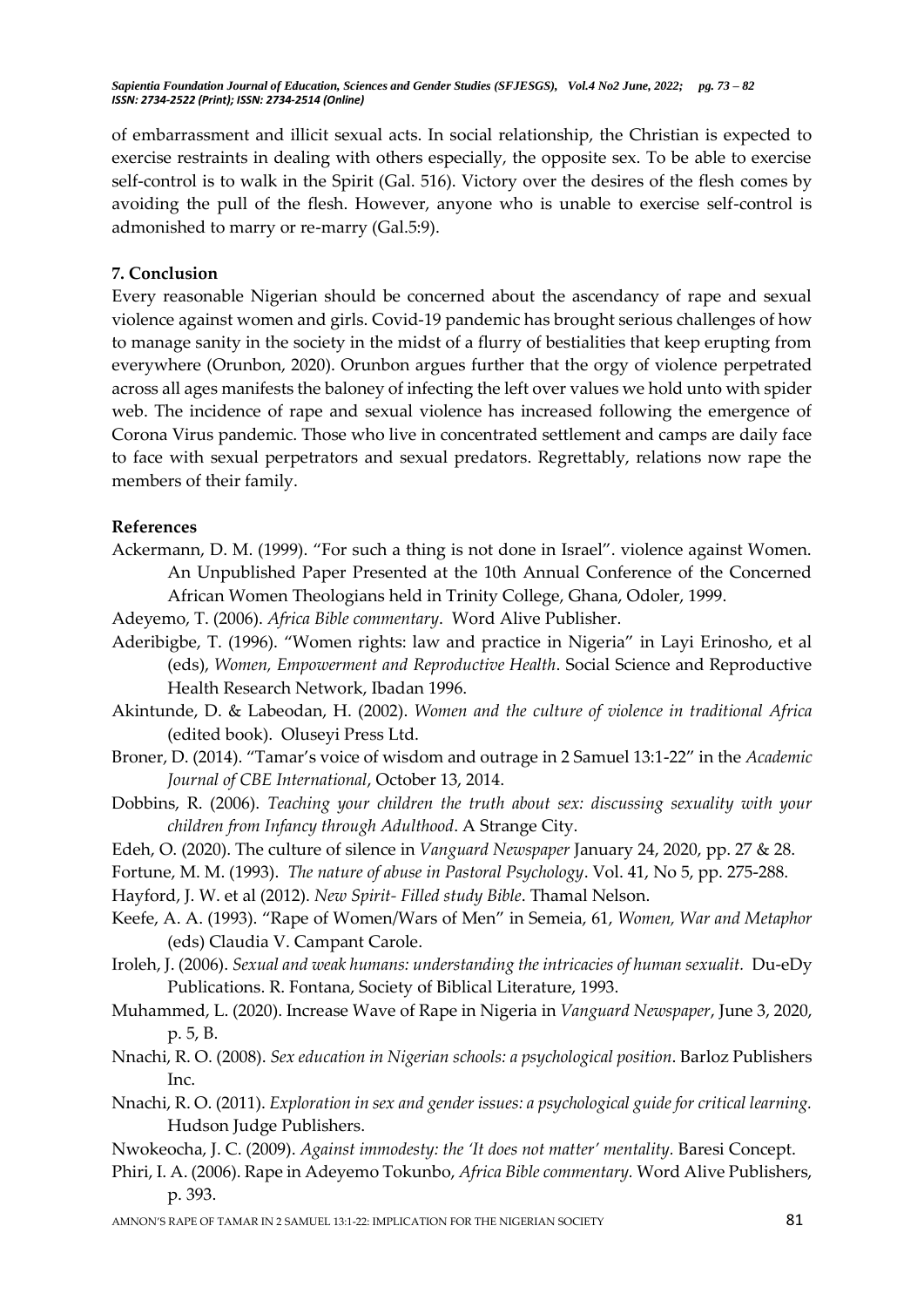of embarrassment and illicit sexual acts. In social relationship, the Christian is expected to exercise restraints in dealing with others especially, the opposite sex. To be able to exercise self-control is to walk in the Spirit (Gal. 516). Victory over the desires of the flesh comes by avoiding the pull of the flesh. However, anyone who is unable to exercise self-control is admonished to marry or re-marry (Gal.5:9).

## 7. Conclusion

Every reasonable Nigerian should be concerned about the ascendancy of rape and sexual violence against women and girls. Covid-19 pandemic has brought serious challenges of how to manage sanity in the society in the midst of a flurry of bestialities that keep erupting from everywhere (Orunbon, 2020). Orunbon argues further that the orgy of violence perpetrated across all ages manifests the baloney of infecting the left over values we hold unto with spider web. The incidence of rape and sexual violence has increased following the emergence of Corona Virus pandemic. Those who live in concentrated settlement and camps are daily face to face with sexual perpetrators and sexual predators. Regrettably, relations now rape the members of their family.

## References

Ackermann, D. M. (1999). "For such a thing is not done in Israel". violence against Women. An Unpublished Paper Presented at the 10th Annual Conference of the Concerned African Women Theologians held in Trinity College, Ghana, Odoler, 1999.

Adeyemo, T. (2006). *Africa Bible commentary*. Word Alive Publisher.

Aderibigbe, T. (1996). "Women rights: law and practice in Nigeria" in Layi Erinosho, et al (eds), *Women, Empowerment and Reproductive Health*. Social Science and Reproductive Health Research Network, Ibadan 1996.

Akintunde, D. & Labeodan, H. (2002). *Women and the culture of violence in traditional Africa* (edited book). Oluseyi Press Ltd.

Broner, D. (2014). "Tamar's voice of wisdom and outrage in 2 Samuel 13:1-22" in the *Academic Journal of CBE International*, October 13, 2014.

Dobbins, R. (2006). *Teaching your children the truth about sex: discussing sexuality with your children from Infancy through Adulthood*. A Strange City.

Edeh, O. (2020). The culture of silence in *Vanguard Newspaper* January 24, 2020, pp. 27 & 28.

Fortune, M. M. (1993). *The nature of abuse in Pastoral Psychology*. Vol. 41, No 5, pp. 275-288.

Hayford, J. W. et al (2012). *New Spirit- Filled study Bible*. Thamal Nelson.

Keefe, A. A. (1993). "Rape of Women/Wars of Men" in Semeia, 61, *Women, War and Metaphor* (eds) Claudia V. Campant Carole.

Iroleh, J. (2006). *Sexual and weak humans: understanding the intricacies of human sexualit.* Du-eDy Publications. R. Fontana, Society of Biblical Literature, 1993.

Muhammed, L. (2020). Increase Wave of Rape in Nigeria in *Vanguard Newspaper*, June 3, 2020, p. 5, B.

Nnachi, R. O. (2008). *Sex education in Nigerian schools: a psychological position*. Barloz Publishers Inc.

Nnachi, R. O. (2011). *Exploration in sex and gender issues: a psychological guide for critical learning.* Hudson Judge Publishers.

Nwokeocha, J. C. (2009). *Against immodesty: the 'It does not matter' mentality*. Baresi Concept.

Phiri, I. A. (2006). Rape in Adeyemo Tokunbo, *Africa Bible commentary.* Word Alive Publishers, p. 393.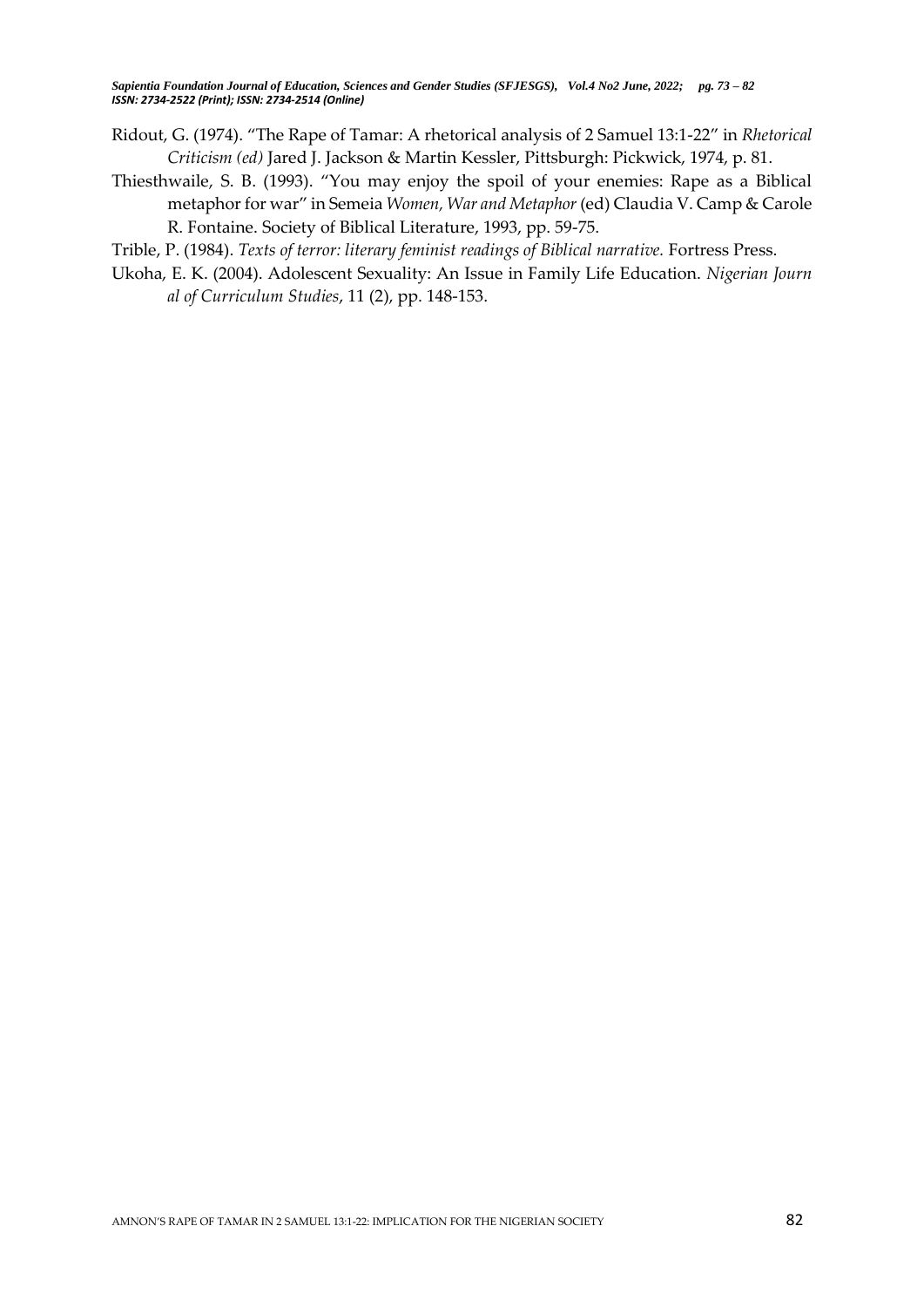Ridout, G. (1974). "The Rape of Tamar: A rhetorical analysis of 2 Samuel 13:1-22" in *Rhetorical Criticism (ed)* Jared J. Jackson & Martin Kessler, Pittsburgh: Pickwick, 1974, p. 81.

Thiesthwaile, S. B. (1993). "You may enjoy the spoil of your enemies: Rape as a Biblical metaphor for war" in Semeia *Women, War and Metaphor* (ed) Claudia V. Camp & Carole R. Fontaine. Society of Biblical Literature, 1993, pp. 59-75.

Trible, P. (1984). *Texts of terror: literary feminist readings of Biblical narrative.* Fortress Press.

Ukoha, E. K. (2004). Adolescent Sexuality: An Issue in Family Life Education. *Nigerian Journal of Curriculum Studies*, 11 (2), pp. 148-153.